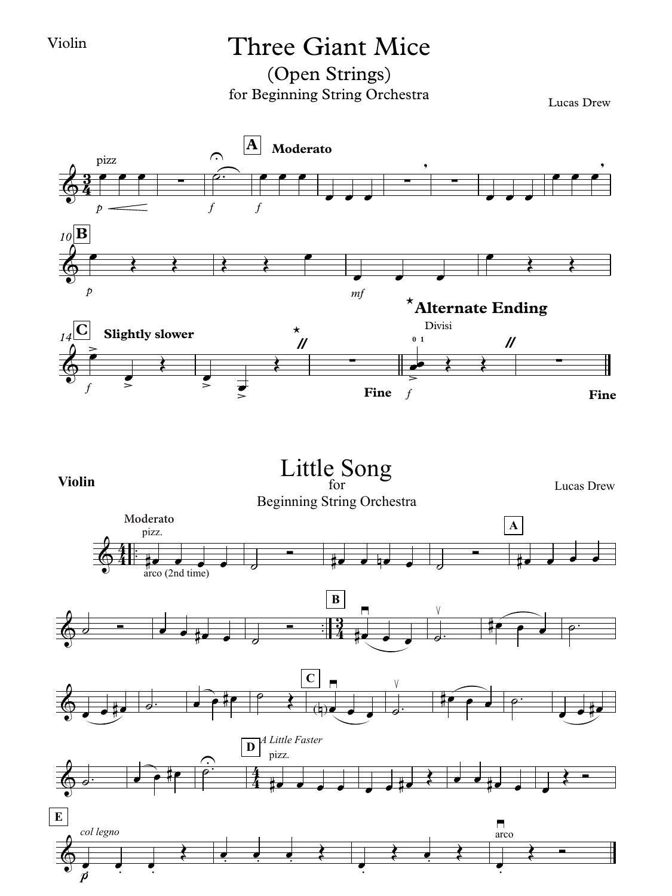Violin

# Three Giant Mice

## (Open Strings)

for Beginning String Orchestra

Lucas Drew

Violin

# Little Song

for

Beginning String Orchestra

Lucas Drew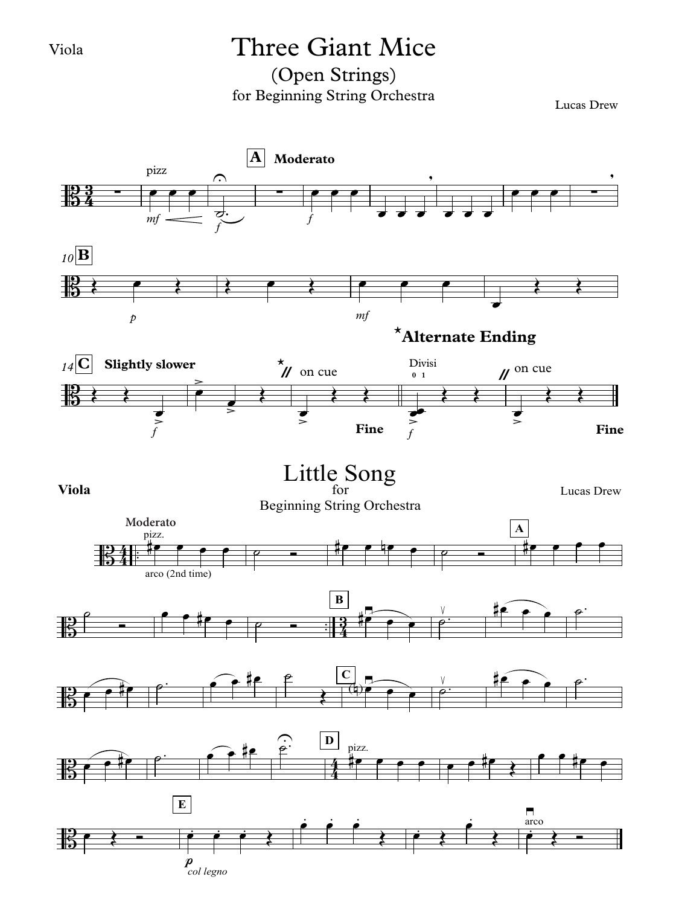Viola

# Three Giant Mice

## (Open Strings)

for Beginning String Orchestra

Lucas Drew

# Little Song

for Beginning String Orchestra

**Viola**

Lucas Drew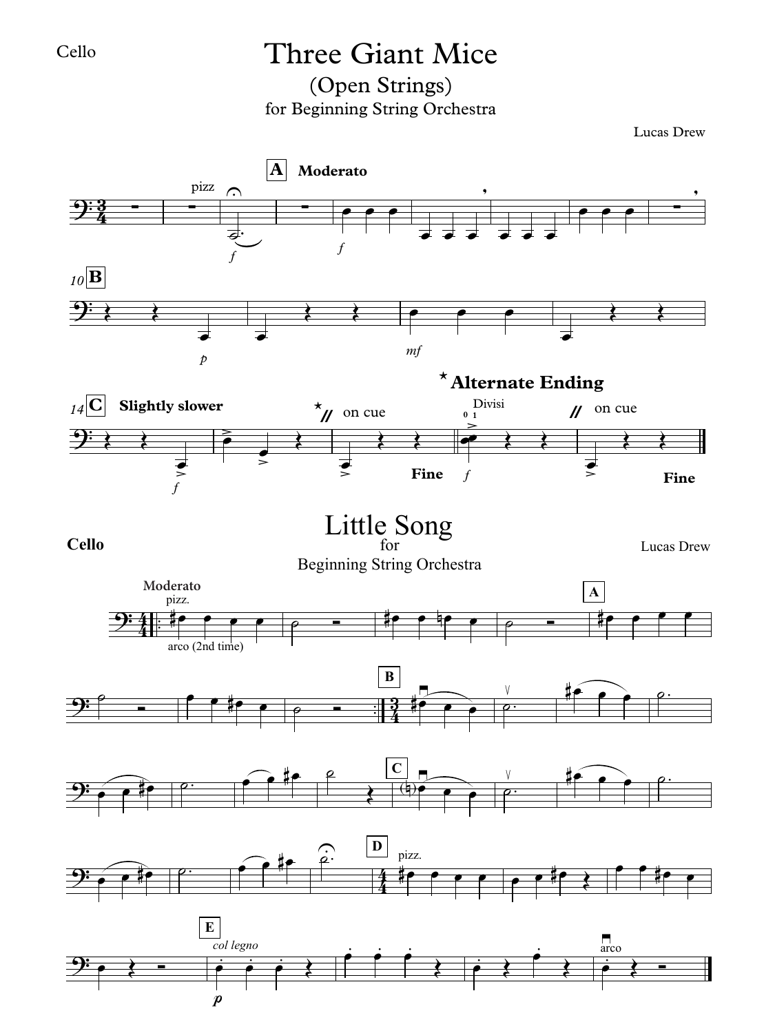Cello

# Three Giant Mice

## (Open Strings)

for Beginning String Orchestra

Lucas Drew

**A** **Moderato**

pizz

*f*

*f*

10 **B**

*p*

*mf*

14 **C** **Slightly slower**

*f*

★ // on cue

**Fine**

★ **Alternate Ending**

Divisi

0 1

*f*

// on cue

**Fine**

**Cello**

# Little Song

for

Beginning String Orchestra

Lucas Drew

**Moderato**

pizz.

arco (2nd time)

**A**

**B**

**C**

**D**

pizz.

**E**

*col legno*

*p*

arco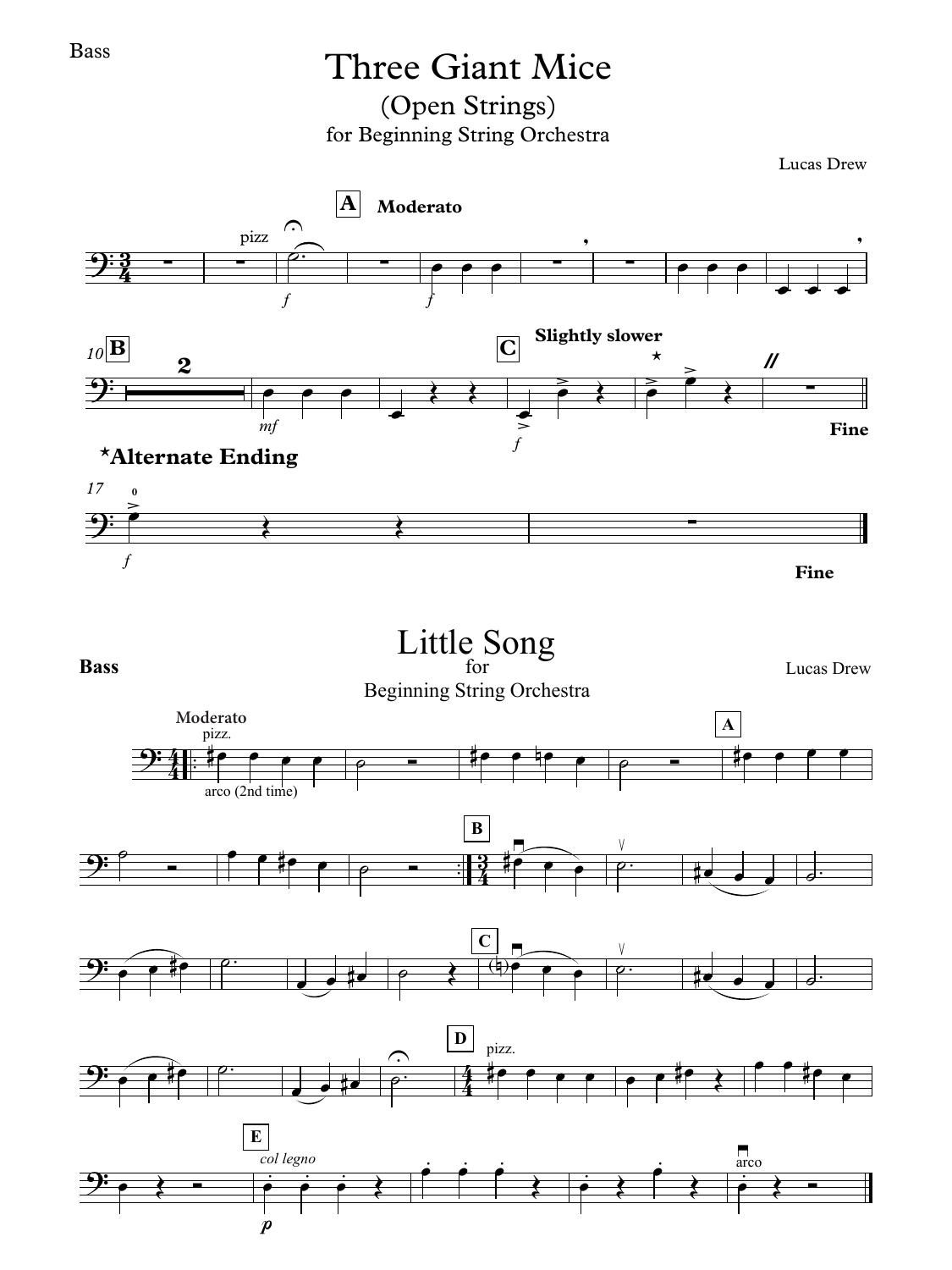Bass

# Three Giant Mice

## (Open Strings)

for Beginning String Orchestra

Lucas Drew

**Moderato**

pizz

*f*

*f*

**Slightly slower**

*mf*

*f*

**Fine**

**★Alternate Ending**

*f*

**Fine**

# Little Song

**Bass**

for

Beginning String Orchestra

Lucas Drew

**Moderato**

pizz.

arco (2nd time)

pizz.

*col legno*

*p*

arco